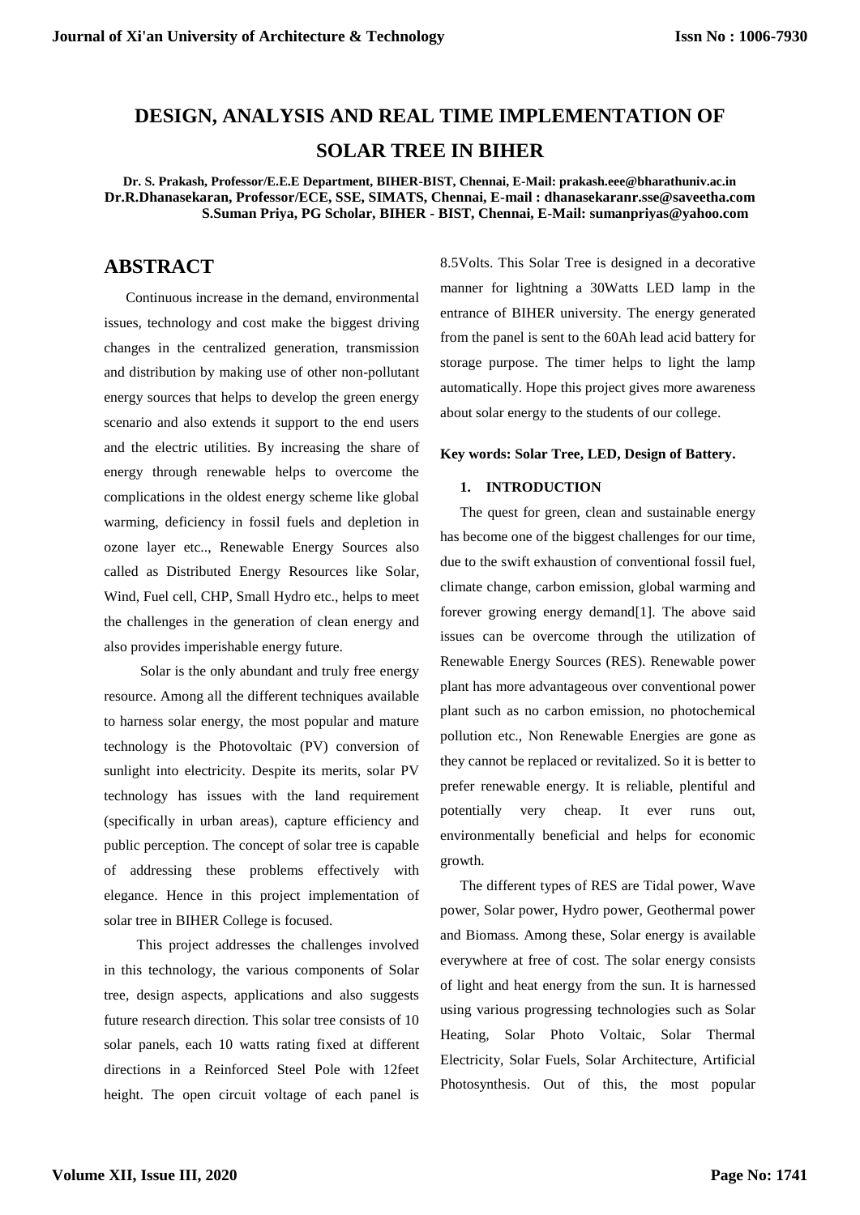# DESIGN, ANALYSIS AND REAL TIME IMPLEMENTATION OF SOLAR TREE IN BIHER

**Dr. S. Prakash, Professor/E.E.E Department, BIHER-BIST, Chennai, E-Mail: prakash.eee@bharathuniv.ac.in**
**Dr.R.Dhanasekaran, Professor/ECE, SSE, SIMATS, Chennai, E-mail : dhanasekaranr.sse@saveetha.com**
**S.Suman Priya, PG Scholar, BIHER - BIST, Chennai, E-Mail: sumanpriyas@yahoo.com**

## ABSTRACT

Continuous increase in the demand, environmental issues, technology and cost make the biggest driving changes in the centralized generation, transmission and distribution by making use of other non-pollutant energy sources that helps to develop the green energy scenario and also extends it support to the end users and the electric utilities. By increasing the share of energy through renewable helps to overcome the complications in the oldest energy scheme like global warming, deficiency in fossil fuels and depletion in ozone layer etc.., Renewable Energy Sources also called as Distributed Energy Resources like Solar, Wind, Fuel cell, CHP, Small Hydro etc., helps to meet the challenges in the generation of clean energy and also provides imperishable energy future.

Solar is the only abundant and truly free energy resource. Among all the different techniques available to harness solar energy, the most popular and mature technology is the Photovoltaic (PV) conversion of sunlight into electricity. Despite its merits, solar PV technology has issues with the land requirement (specifically in urban areas), capture efficiency and public perception. The concept of solar tree is capable of addressing these problems effectively with elegance. Hence in this project implementation of solar tree in BIHER College is focused.

This project addresses the challenges involved in this technology, the various components of Solar tree, design aspects, applications and also suggests future research direction. This solar tree consists of 10 solar panels, each 10 watts rating fixed at different directions in a Reinforced Steel Pole with 12feet height. The open circuit voltage of each panel is 8.5Volts. This Solar Tree is designed in a decorative manner for lightning a 30Watts LED lamp in the entrance of BIHER university. The energy generated from the panel is sent to the 60Ah lead acid battery for storage purpose. The timer helps to light the lamp automatically. Hope this project gives more awareness about solar energy to the students of our college.

**Key words: Solar Tree, LED, Design of Battery.**

## 1. INTRODUCTION

The quest for green, clean and sustainable energy has become one of the biggest challenges for our time, due to the swift exhaustion of conventional fossil fuel, climate change, carbon emission, global warming and forever growing energy demand[1]. The above said issues can be overcome through the utilization of Renewable Energy Sources (RES). Renewable power plant has more advantageous over conventional power plant such as no carbon emission, no photochemical pollution etc., Non Renewable Energies are gone as they cannot be replaced or revitalized. So it is better to prefer renewable energy. It is reliable, plentiful and potentially very cheap. It ever runs out, environmentally beneficial and helps for economic growth.

The different types of RES are Tidal power, Wave power, Solar power, Hydro power, Geothermal power and Biomass. Among these, Solar energy is available everywhere at free of cost. The solar energy consists of light and heat energy from the sun. It is harnessed using various progressing technologies such as Solar Heating, Solar Photo Voltaic, Solar Thermal Electricity, Solar Fuels, Solar Architecture, Artificial Photosynthesis. Out of this, the most popular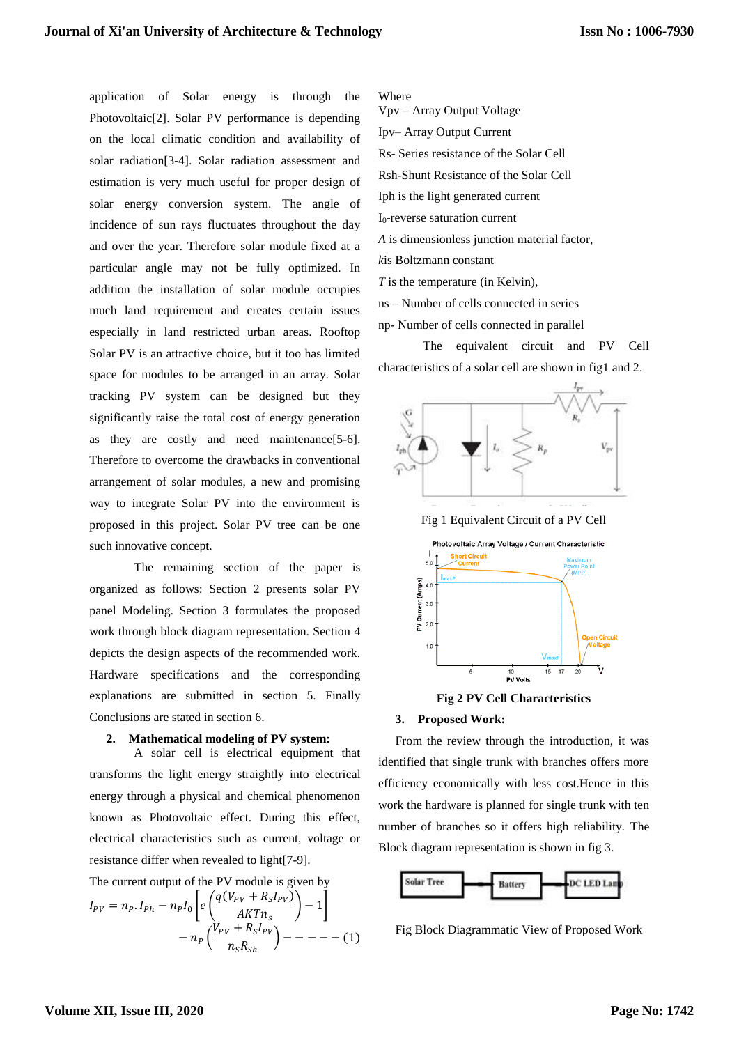application of Solar energy is through the Photovoltaic[2]. Solar PV performance is depending on the local climatic condition and availability of solar radiation[3-4]. Solar radiation assessment and estimation is very much useful for proper design of solar energy conversion system. The angle of incidence of sun rays fluctuates throughout the day and over the year. Therefore solar module fixed at a particular angle may not be fully optimized. In addition the installation of solar module occupies much land requirement and creates certain issues especially in land restricted urban areas. Rooftop Solar PV is an attractive choice, but it too has limited space for modules to be arranged in an array. Solar tracking PV system can be designed but they significantly raise the total cost of energy generation as they are costly and need maintenance[5-6]. Therefore to overcome the drawbacks in conventional arrangement of solar modules, a new and promising way to integrate Solar PV into the environment is proposed in this project. Solar PV tree can be one such innovative concept.

The remaining section of the paper is organized as follows: Section 2 presents solar PV panel Modeling. Section 3 formulates the proposed work through block diagram representation. Section 4 depicts the design aspects of the recommended work. Hardware specifications and the corresponding explanations are submitted in section 5. Finally Conclusions are stated in section 6.

## 2. Mathematical modeling of PV system:

A solar cell is electrical equipment that transforms the light energy straightly into electrical energy through a physical and chemical phenomenon known as Photovoltaic effect. During this effect, electrical characteristics such as current, voltage or resistance differ when revealed to light[7-9].

The current output of the PV module is given by

$$I_{PV} = n_P . I_{Ph} - n_P I_0 \left[ e\left( \frac{q(V_{PV} + R_S I_{PV})}{AKTn_s} \right) - 1 \right] - n_P \left( \frac{V_{PV} + R_S I_{PV}}{n_S R_{Sh}} \right) - - - - - (1)$$

Where

Vpv – Array Output Voltage

Ipv– Array Output Current

Rs- Series resistance of the Solar Cell

Rsh-Shunt Resistance of the Solar Cell

Iph is the light generated current

$I_0$-reverse saturation current

*A* is dimensionless junction material factor,

*k*is Boltzmann constant

*T* is the temperature (in Kelvin),

ns – Number of cells connected in series

np- Number of cells connected in parallel

The equivalent circuit and PV Cell characteristics of a solar cell are shown in fig1 and 2.

Fig 1 Equivalent Circuit of a PV Cell

**Fig 2 PV Cell Characteristics**

## 3. Proposed Work:

From the review through the introduction, it was identified that single trunk with branches offers more efficiency economically with less cost.Hence in this work the hardware is planned for single trunk with ten number of branches so it offers high reliability. The Block diagram representation is shown in fig 3.

Fig Block Diagrammatic View of Proposed Work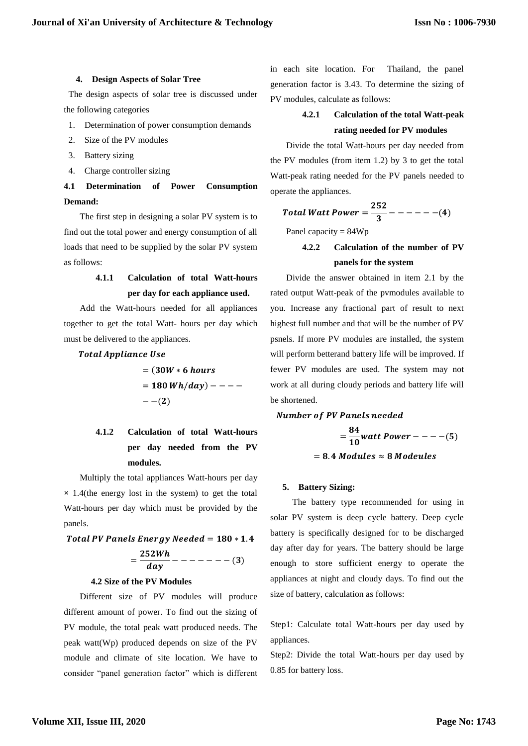#### 4. Design Aspects of Solar Tree

The design aspects of solar tree is discussed under the following categories

1. Determination of power consumption demands
2. Size of the PV modules
3. Battery sizing
4. Charge controller sizing

#### 4.1 Determination of Power Consumption Demand:

The first step in designing a solar PV system is to find out the total power and energy consumption of all loads that need to be supplied by the solar PV system as follows:

##### 4.1.1 Calculation of total Watt-hours per day for each appliance used.

Add the Watt-hours needed for all appliances together to get the total Watt- hours per day which must be delivered to the appliances.

$$\textit{Total Appliance Use} = (\mathbf{30W} * \mathbf{6}\ \textbf{\textit{hours}} = \mathbf{180}\ \textbf{\textit{Wh/day}}) - - - - - -(\mathbf{2})$$

##### 4.1.2 Calculation of total Watt-hours per day needed from the PV modules.

Multiply the total appliances Watt-hours per day × 1.4(the energy lost in the system) to get the total Watt-hours per day which must be provided by the panels.

$$\textbf{\textit{Total PV Panels Energy Needed}} = \mathbf{180} * \mathbf{1.4} = \frac{\mathbf{252Wh}}{\textbf{\textit{day}}} - - - - - - - (\mathbf{3})$$

#### 4.2 Size of the PV Modules

Different size of PV modules will produce different amount of power. To find out the sizing of PV module, the total peak watt produced needs. The peak watt(Wp) produced depends on size of the PV module and climate of site location. We have to consider "panel generation factor" which is different in each site location. For Thailand, the panel generation factor is 3.43. To determine the sizing of PV modules, calculate as follows:

##### 4.2.1 Calculation of the total Watt-peak rating needed for PV modules

Divide the total Watt-hours per day needed from the PV modules (from item 1.2) by 3 to get the total Watt-peak rating needed for the PV panels needed to operate the appliances.

$$\textbf{\textit{Total Watt Power}} = \frac{\mathbf{252}}{\mathbf{3}} - - - - - -(\mathbf{4})$$

Panel capacity = 84Wp

##### 4.2.2 Calculation of the number of PV panels for the system

Divide the answer obtained in item 2.1 by the rated output Watt-peak of the pvmodules available to you. Increase any fractional part of result to next highest full number and that will be the number of PV psnels. If more PV modules are installed, the system will perform betterand battery life will be improved. If fewer PV modules are used. The system may not work at all during cloudy periods and battery life will be shortened.

$$\textbf{\textit{Number of PV Panels needed}} = \frac{\mathbf{84}}{\mathbf{10}} \textbf{\textit{watt Power}} - - - -(\mathbf{5}) = \mathbf{8.4}\ \textbf{\textit{Modules}} \approx \mathbf{8}\ \textbf{\textit{Modeules}}$$

#### 5. Battery Sizing:

The battery type recommended for using in solar PV system is deep cycle battery. Deep cycle battery is specifically designed for to be discharged day after day for years. The battery should be large enough to store sufficient energy to operate the appliances at night and cloudy days. To find out the size of battery, calculation as follows:

Step1: Calculate total Watt-hours per day used by appliances.

Step2: Divide the total Watt-hours per day used by 0.85 for battery loss.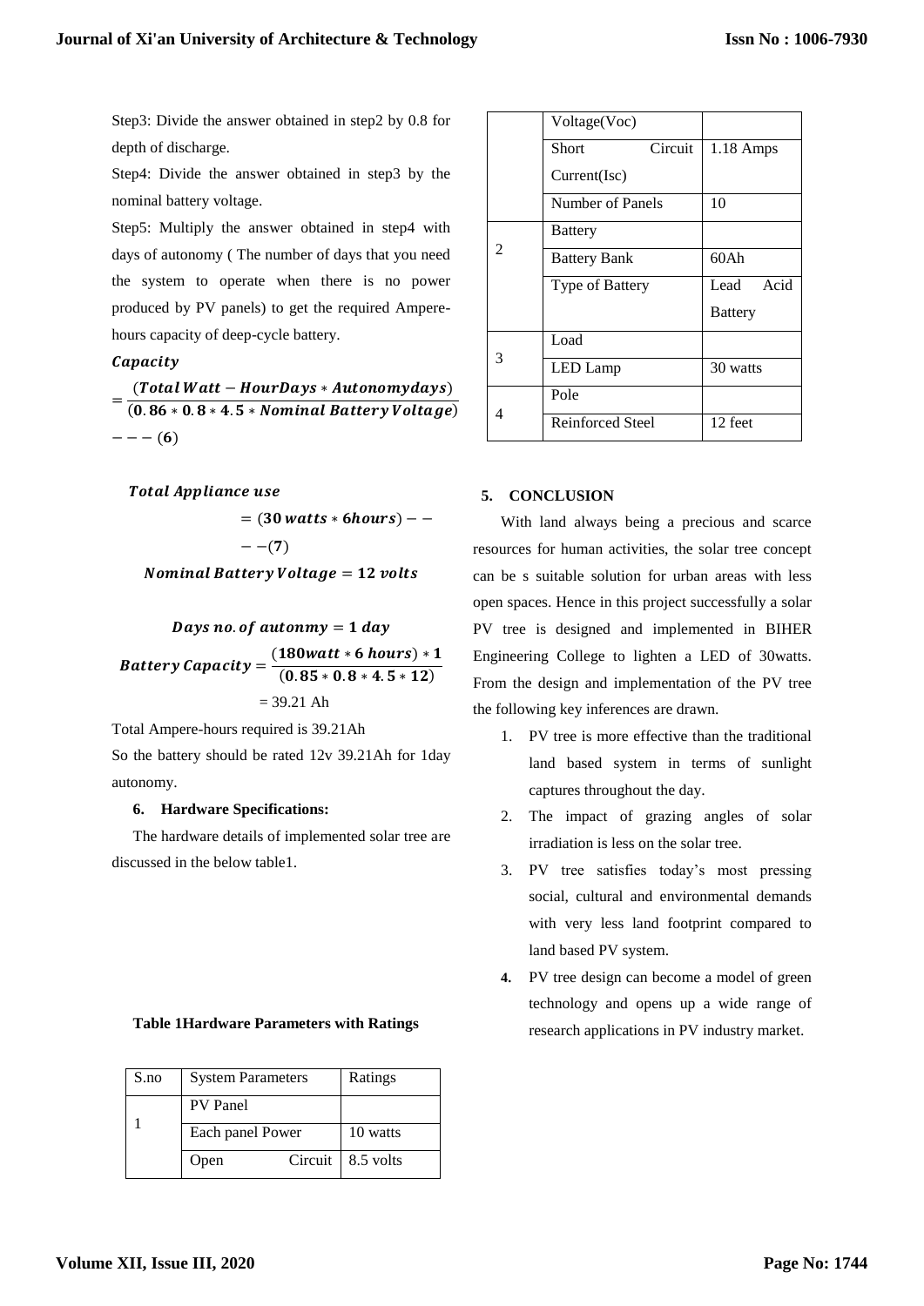Step3: Divide the answer obtained in step2 by 0.8 for depth of discharge.

Step4: Divide the answer obtained in step3 by the nominal battery voltage.

Step5: Multiply the answer obtained in step4 with days of autonomy ( The number of days that you need the system to operate when there is no power produced by PV panels) to get the required Ampere-hours capacity of deep-cycle battery.

$$Capacity = \frac{(Total\, Watt - HourDays * Autonomydays)}{(0.86 * 0.8 * 4.5 * Nominal\, Battery\, Voltage)} --- (6)$$

$$Total\ Appliance\ use = (30\, watts * 6hours) --- (7)$$

$$Nominal\ Battery\ Voltage = 12\ volts$$

$$Days\ no.\ of\ autonmy = 1\ day$$

$$Battery\ Capacity = \frac{(180watt * 6\ hours) * 1}{(0.85 * 0.8 * 4.5 * 12)}$$

= 39.21 Ah

Total Ampere-hours required is 39.21Ah

So the battery should be rated 12v 39.21Ah for 1day autonomy.

## 6. Hardware Specifications:

The hardware details of implemented solar tree are discussed in the below table1.

**Table 1Hardware Parameters with Ratings**

| S.no | System Parameters | Ratings |
|---|---|---|
| 1 | PV Panel | |
| | Each panel Power | 10 watts |
| | Open Circuit Voltage(Voc) | 8.5 volts |
| | Short Circuit Current(Isc) | 1.18 Amps |
| | Number of Panels | 10 |
| 2 | Battery | |
| | Battery Bank | 60Ah |
| | Type of Battery | Lead Acid Battery |
| 3 | Load | |
| | LED Lamp | 30 watts |
| 4 | Pole | |
| | Reinforced Steel | 12 feet |

## 5. CONCLUSION

With land always being a precious and scarce resources for human activities, the solar tree concept can be s suitable solution for urban areas with less open spaces. Hence in this project successfully a solar PV tree is designed and implemented in BIHER Engineering College to lighten a LED of 30watts. From the design and implementation of the PV tree the following key inferences are drawn.

1. PV tree is more effective than the traditional land based system in terms of sunlight captures throughout the day.
2. The impact of grazing angles of solar irradiation is less on the solar tree.
3. PV tree satisfies today's most pressing social, cultural and environmental demands with very less land footprint compared to land based PV system.
4. PV tree design can become a model of green technology and opens up a wide range of research applications in PV industry market.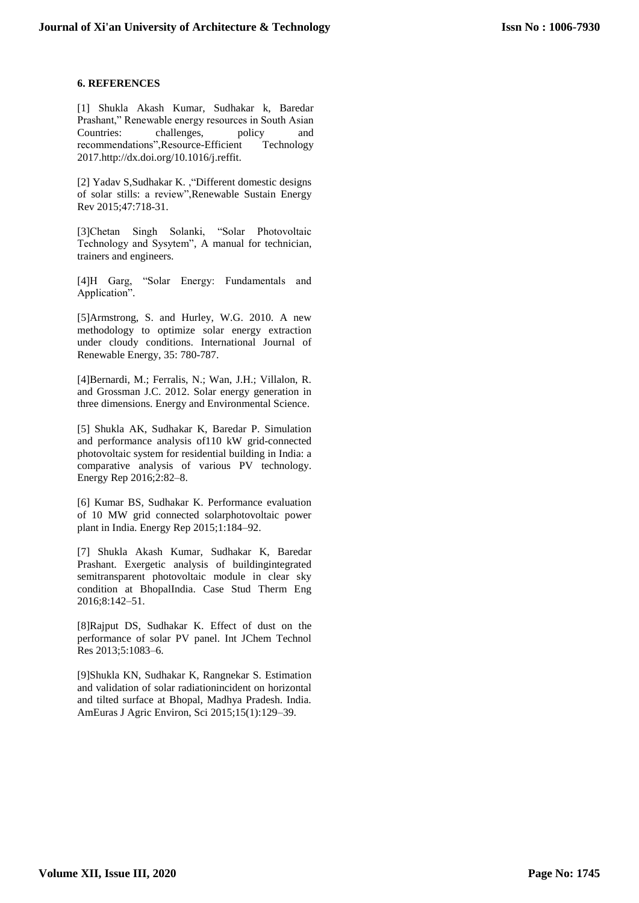**6. REFERENCES**

[1] Shukla Akash Kumar, Sudhakar k, Baredar Prashant," Renewable energy resources in South Asian Countries: challenges, policy and recommendations",Resource-Efficient Technology 2017.http://dx.doi.org/10.1016/j.reffit.

[2] Yadav S,Sudhakar K. ,"Different domestic designs of solar stills: a review",Renewable Sustain Energy Rev 2015;47:718-31.

[3]Chetan Singh Solanki, "Solar Photovoltaic Technology and Sysytem", A manual for technician, trainers and engineers.

[4]H Garg, "Solar Energy: Fundamentals and Application".

[5]Armstrong, S. and Hurley, W.G. 2010. A new methodology to optimize solar energy extraction under cloudy conditions. International Journal of Renewable Energy, 35: 780-787.

[4]Bernardi, M.; Ferralis, N.; Wan, J.H.; Villalon, R. and Grossman J.C. 2012. Solar energy generation in three dimensions. Energy and Environmental Science.

[5] Shukla AK, Sudhakar K, Baredar P. Simulation and performance analysis of110 kW grid-connected photovoltaic system for residential building in India: a comparative analysis of various PV technology. Energy Rep 2016;2:82–8.

[6] Kumar BS, Sudhakar K. Performance evaluation of 10 MW grid connected solarphotovoltaic power plant in India. Energy Rep 2015;1:184–92.

[7] Shukla Akash Kumar, Sudhakar K, Baredar Prashant. Exergetic analysis of buildingintegrated semitransparent photovoltaic module in clear sky condition at BhopalIndia. Case Stud Therm Eng 2016;8:142–51.

[8]Rajput DS, Sudhakar K. Effect of dust on the performance of solar PV panel. Int JChem Technol Res 2013;5:1083–6.

[9]Shukla KN, Sudhakar K, Rangnekar S. Estimation and validation of solar radiationincident on horizontal and tilted surface at Bhopal, Madhya Pradesh. India. AmEuras J Agric Environ, Sci 2015;15(1):129–39.